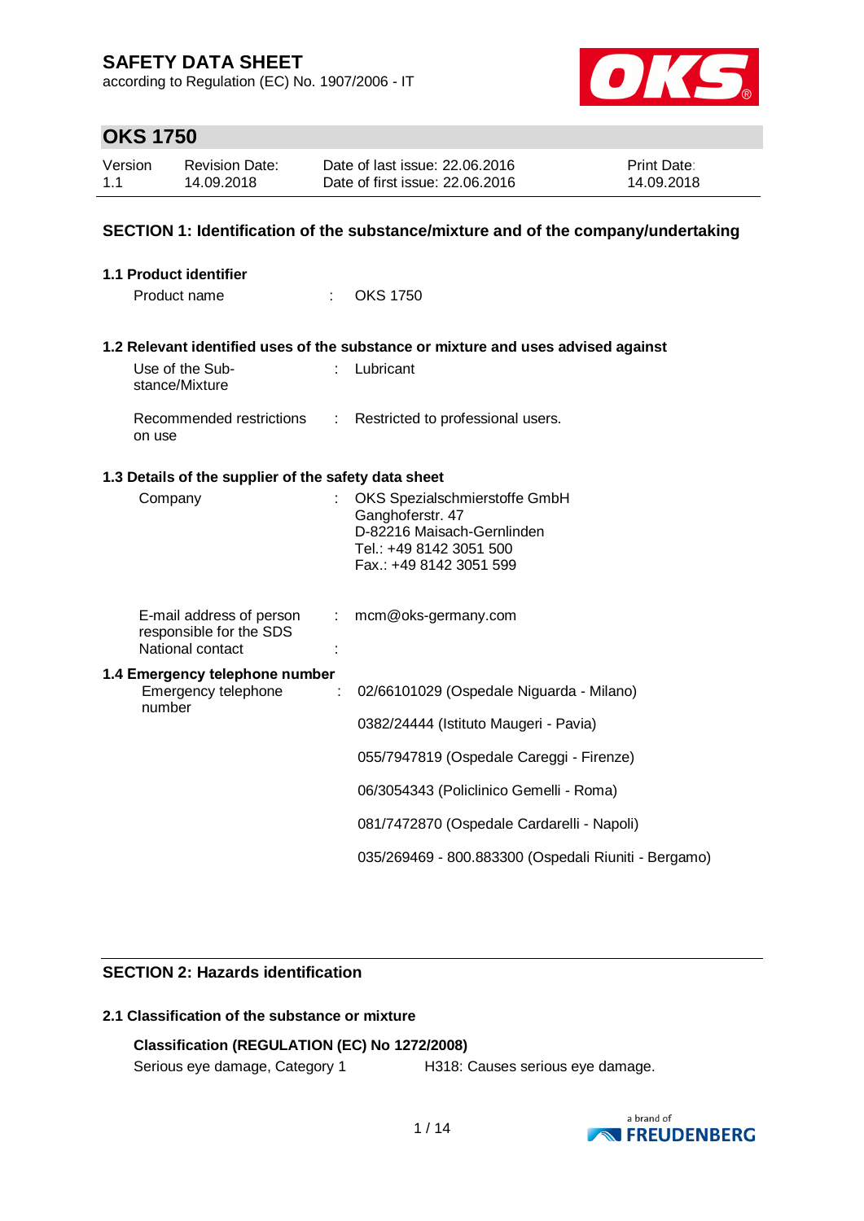# SAFETY DATA SHEET

according to Regulation (EC) No. 1907/2006 - IT

## OKS 1750

| Version | Revision Date: | Date of last issue: 22.06.2016 | Print Date: |
|---|---|---|---|
| 1.1 | 14.09.2018 | Date of first issue: 22.06.2016 | 14.09.2018 |

## SECTION 1: Identification of the substance/mixture and of the company/undertaking

### 1.1 Product identifier

Product name : OKS 1750

### 1.2 Relevant identified uses of the substance or mixture and uses advised against

Use of the Substance/Mixture : Lubricant

Recommended restrictions on use : Restricted to professional users.

### 1.3 Details of the supplier of the safety data sheet

Company : OKS Spezialschmierstoffe GmbH
Ganghoferstr. 47
D-82216 Maisach-Gernlinden
Tel.: +49 8142 3051 500
Fax.: +49 8142 3051 599

E-mail address of person responsible for the SDS : mcm@oks-germany.com

National contact :

### 1.4 Emergency telephone number

Emergency telephone number : 02/66101029 (Ospedale Niguarda - Milano)

0382/24444 (Istituto Maugeri - Pavia)

055/7947819 (Ospedale Careggi - Firenze)

06/3054343 (Policlinico Gemelli - Roma)

081/7472870 (Ospedale Cardarelli - Napoli)

035/269469 - 800.883300 (Ospedali Riuniti - Bergamo)

## SECTION 2: Hazards identification

### 2.1 Classification of the substance or mixture

**Classification (REGULATION (EC) No 1272/2008)**

Serious eye damage, Category 1 H318: Causes serious eye damage.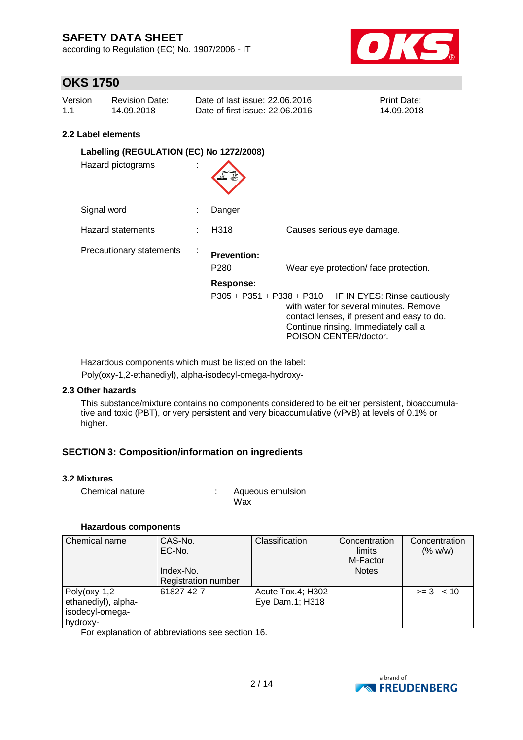# SAFETY DATA SHEET

according to Regulation (EC) No. 1907/2006 - IT

## OKS 1750

| Version | Revision Date: | Date of last issue: 22.06.2016 | Print Date: |
|---|---|---|---|
| 1.1 | 14.09.2018 | Date of first issue: 22.06.2016 | 14.09.2018 |

### 2.2 Label elements

**Labelling (REGULATION (EC) No 1272/2008)**

Hazard pictograms :

Signal word : Danger

Hazard statements : H318 Causes serious eye damage.

Precautionary statements :

**Prevention:**

P280 Wear eye protection/ face protection.

**Response:**

P305 + P351 + P338 + P310 IF IN EYES: Rinse cautiously with water for several minutes. Remove contact lenses, if present and easy to do. Continue rinsing. Immediately call a POISON CENTER/doctor.

Hazardous components which must be listed on the label:
Poly(oxy-1,2-ethanediyl), alpha-isodecyl-omega-hydroxy-

### 2.3 Other hazards

This substance/mixture contains no components considered to be either persistent, bioaccumulative and toxic (PBT), or very persistent and very bioaccumulative (vPvB) at levels of 0.1% or higher.

## SECTION 3: Composition/information on ingredients

### 3.2 Mixtures

Chemical nature : Aqueous emulsion
Wax

**Hazardous components**

| Chemical name | CAS-No.<br>EC-No.<br><br>Index-No.<br>Registration number | Classification | Concentration limits<br>M-Factor<br>Notes | Concentration (% w/w) |
|---|---|---|---|---|
| Poly(oxy-1,2-ethanediyl), alpha-isodecyl-omega-hydroxy- | 61827-42-7 | Acute Tox.4; H302<br>Eye Dam.1; H318 | | >= 3 - < 10 |

For explanation of abbreviations see section 16.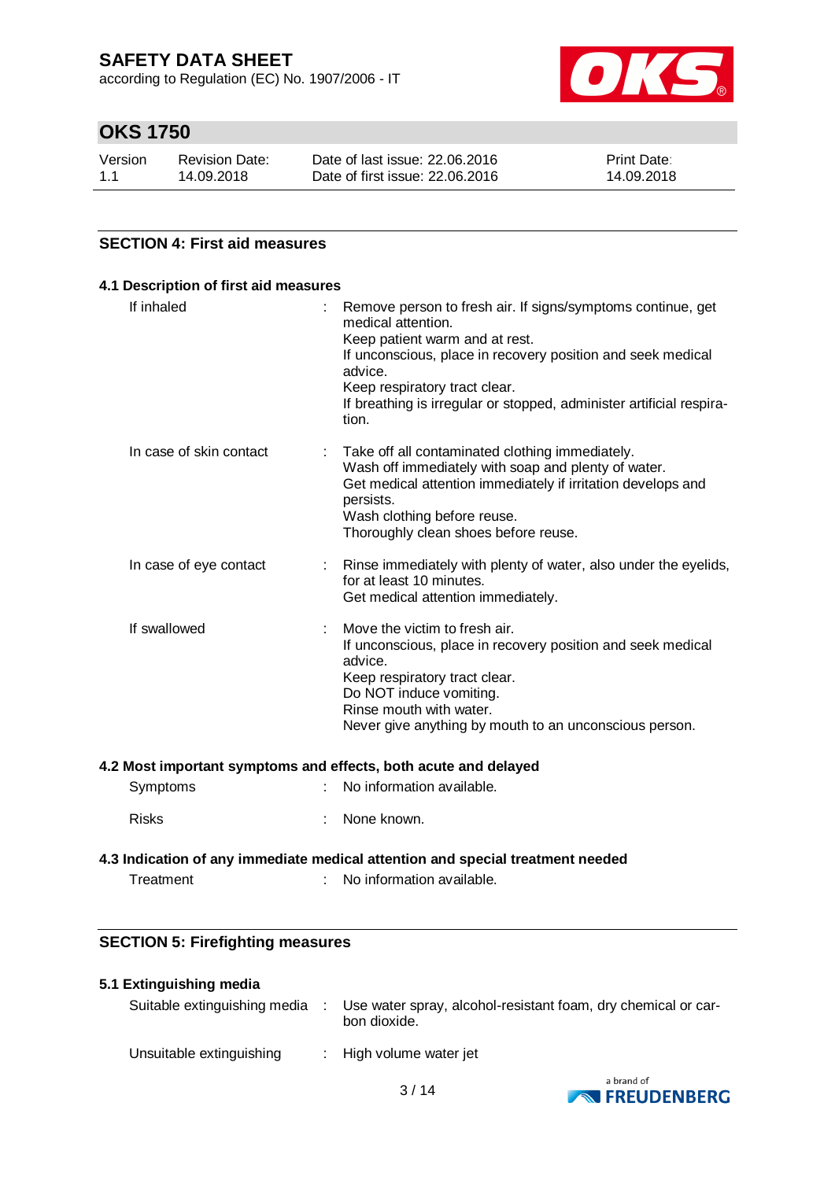## SECTION 4: First aid measures

### 4.1 Description of first aid measures

| | |
|---|---|
| If inhaled | Remove person to fresh air. If signs/symptoms continue, get medical attention.<br>Keep patient warm and at rest.<br>If unconscious, place in recovery position and seek medical advice.<br>Keep respiratory tract clear.<br>If breathing is irregular or stopped, administer artificial respiration. |
| In case of skin contact | Take off all contaminated clothing immediately.<br>Wash off immediately with soap and plenty of water.<br>Get medical attention immediately if irritation develops and persists.<br>Wash clothing before reuse.<br>Thoroughly clean shoes before reuse. |
| In case of eye contact | Rinse immediately with plenty of water, also under the eyelids, for at least 10 minutes.<br>Get medical attention immediately. |
| If swallowed | Move the victim to fresh air.<br>If unconscious, place in recovery position and seek medical advice.<br>Keep respiratory tract clear.<br>Do NOT induce vomiting.<br>Rinse mouth with water.<br>Never give anything by mouth to an unconscious person. |

### 4.2 Most important symptoms and effects, both acute and delayed

| | |
|---|---|
| Symptoms | No information available. |
| Risks | None known. |

### 4.3 Indication of any immediate medical attention and special treatment needed

| | |
|---|---|
| Treatment | No information available. |

## SECTION 5: Firefighting measures

### 5.1 Extinguishing media

| | |
|---|---|
| Suitable extinguishing media | Use water spray, alcohol-resistant foam, dry chemical or carbon dioxide. |
| Unsuitable extinguishing | High volume water jet |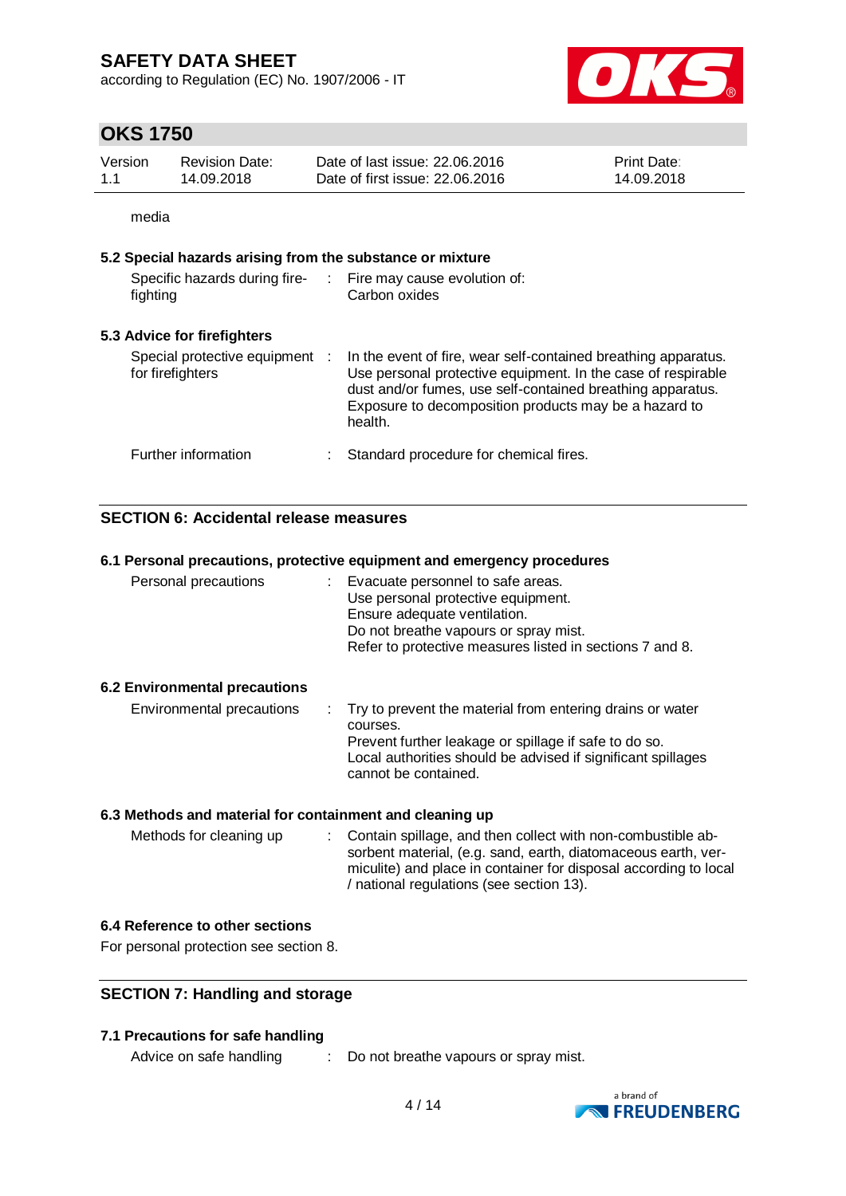media

### 5.2 Special hazards arising from the substance or mixture

| | |
|---|---|
| Specific hazards during fire-fighting | Fire may cause evolution of: Carbon oxides |

### 5.3 Advice for firefighters

| | |
|---|---|
| Special protective equipment for firefighters | In the event of fire, wear self-contained breathing apparatus. Use personal protective equipment. In the case of respirable dust and/or fumes, use self-contained breathing apparatus. Exposure to decomposition products may be a hazard to health. |
| Further information | Standard procedure for chemical fires. |

## SECTION 6: Accidental release measures

### 6.1 Personal precautions, protective equipment and emergency procedures

| | |
|---|---|
| Personal precautions | Evacuate personnel to safe areas.<br>Use personal protective equipment.<br>Ensure adequate ventilation.<br>Do not breathe vapours or spray mist.<br>Refer to protective measures listed in sections 7 and 8. |

### 6.2 Environmental precautions

| | |
|---|---|
| Environmental precautions | Try to prevent the material from entering drains or water courses.<br>Prevent further leakage or spillage if safe to do so.<br>Local authorities should be advised if significant spillages cannot be contained. |

### 6.3 Methods and material for containment and cleaning up

| | |
|---|---|
| Methods for cleaning up | Contain spillage, and then collect with non-combustible absorbent material, (e.g. sand, earth, diatomaceous earth, vermiculite) and place in container for disposal according to local / national regulations (see section 13). |

### 6.4 Reference to other sections

For personal protection see section 8.

## SECTION 7: Handling and storage

### 7.1 Precautions for safe handling

| | |
|---|---|
| Advice on safe handling | Do not breathe vapours or spray mist. |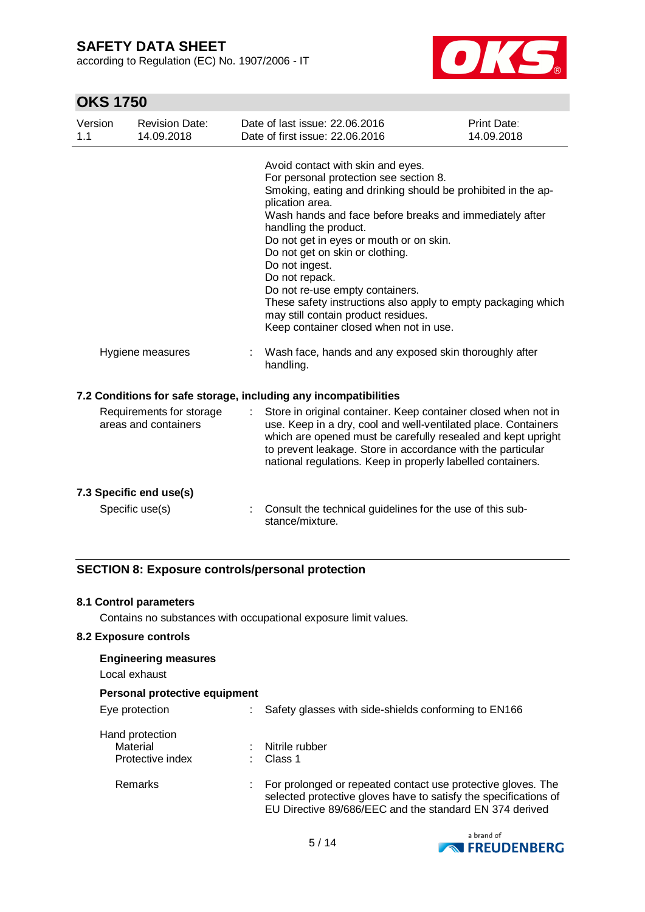Avoid contact with skin and eyes.
For personal protection see section 8.
Smoking, eating and drinking should be prohibited in the application area.
Wash hands and face before breaks and immediately after handling the product.
Do not get in eyes or mouth or on skin.
Do not get on skin or clothing.
Do not ingest.
Do not repack.
Do not re-use empty containers.
These safety instructions also apply to empty packaging which may still contain product residues.
Keep container closed when not in use.

Hygiene measures : Wash face, hands and any exposed skin thoroughly after handling.

### 7.2 Conditions for safe storage, including any incompatibilities

Requirements for storage areas and containers : Store in original container. Keep container closed when not in use. Keep in a dry, cool and well-ventilated place. Containers which are opened must be carefully resealed and kept upright to prevent leakage. Store in accordance with the particular national regulations. Keep in properly labelled containers.

### 7.3 Specific end use(s)

Specific use(s) : Consult the technical guidelines for the use of this substance/mixture.

## SECTION 8: Exposure controls/personal protection

### 8.1 Control parameters

Contains no substances with occupational exposure limit values.

### 8.2 Exposure controls

**Engineering measures**

Local exhaust

**Personal protective equipment**

Eye protection : Safety glasses with side-shields conforming to EN166

Hand protection
Material : Nitrile rubber
Protective index : Class 1

Remarks : For prolonged or repeated contact use protective gloves. The selected protective gloves have to satisfy the specifications of EU Directive 89/686/EEC and the standard EN 374 derived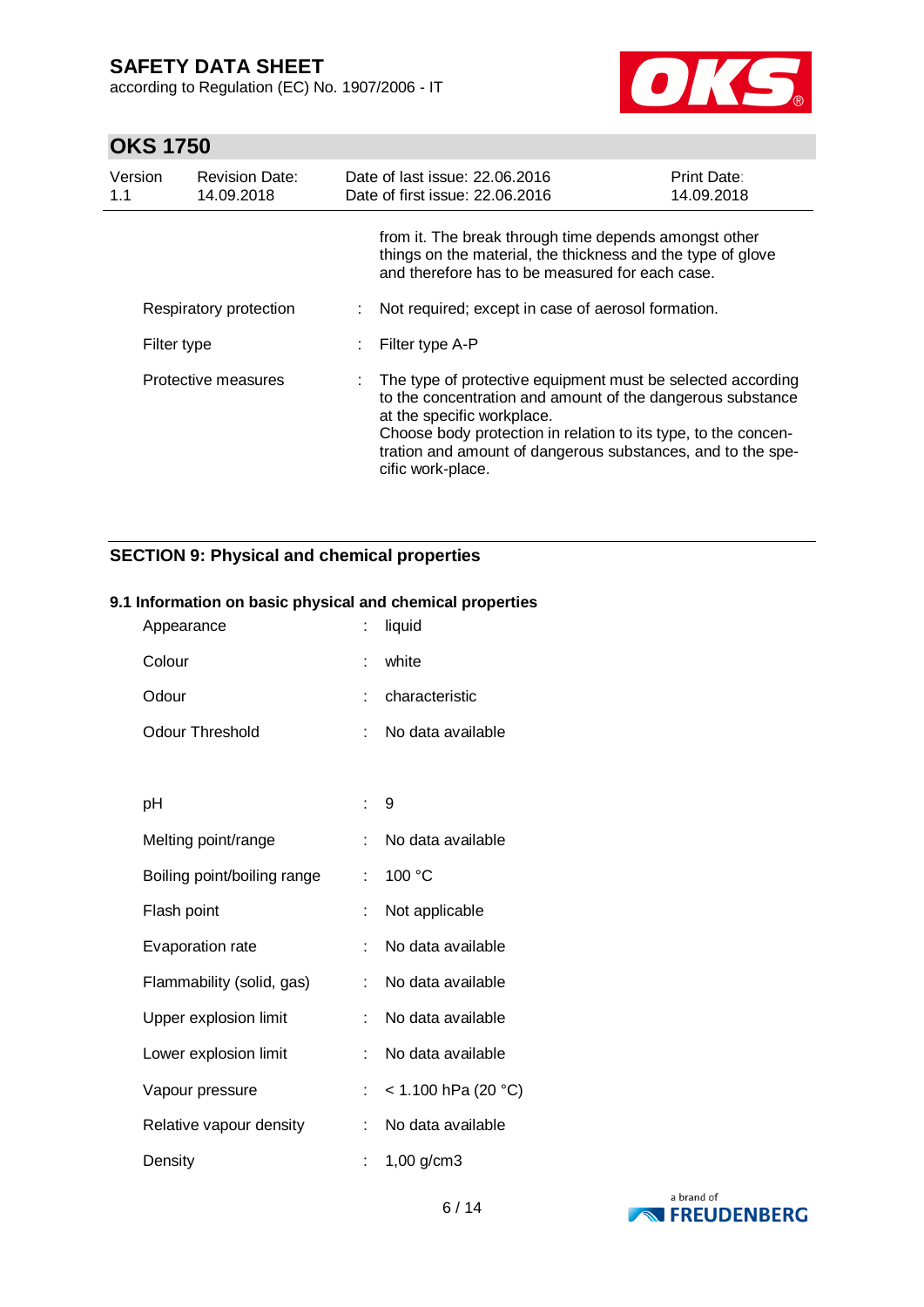from it. The break through time depends amongst other things on the material, the thickness and the type of glove and therefore has to be measured for each case.

| | | |
|---|---|---|
| Respiratory protection | : | Not required; except in case of aerosol formation. |
| Filter type | : | Filter type A-P |
| Protective measures | : | The type of protective equipment must be selected according to the concentration and amount of the dangerous substance at the specific workplace. Choose body protection in relation to its type, to the concentration and amount of dangerous substances, and to the specific work-place. |

## SECTION 9: Physical and chemical properties

### 9.1 Information on basic physical and chemical properties

| | | |
|---|---|---|
| Appearance | : | liquid |
| Colour | : | white |
| Odour | : | characteristic |
| Odour Threshold | : | No data available |
| pH | : | 9 |
| Melting point/range | : | No data available |
| Boiling point/boiling range | : | 100 °C |
| Flash point | : | Not applicable |
| Evaporation rate | : | No data available |
| Flammability (solid, gas) | : | No data available |
| Upper explosion limit | : | No data available |
| Lower explosion limit | : | No data available |
| Vapour pressure | : | < 1.100 hPa (20 °C) |
| Relative vapour density | : | No data available |
| Density | : | 1,00 g/cm3 |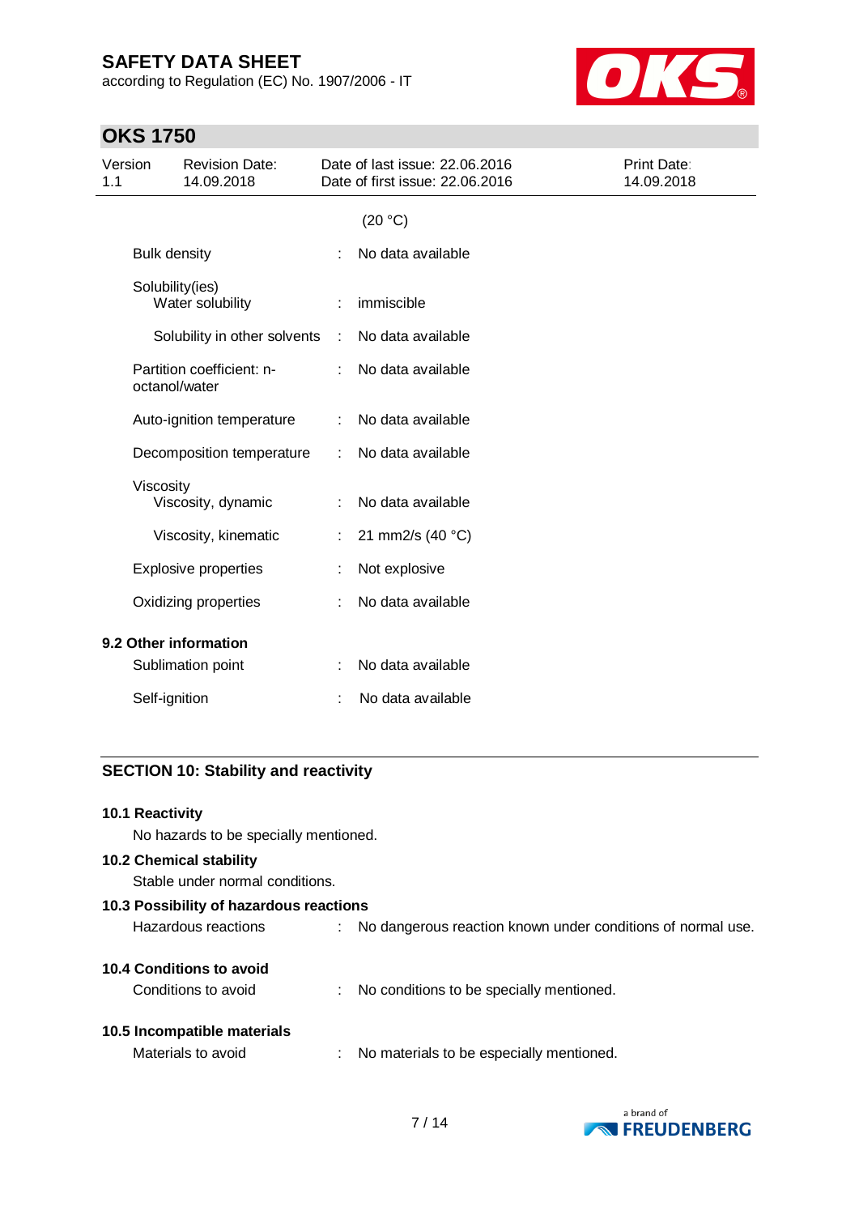(20 °C)

Bulk density : No data available

Solubility(ies)
Water solubility : immiscible

Solubility in other solvents : No data available

Partition coefficient: n-octanol/water : No data available

Auto-ignition temperature : No data available

Decomposition temperature : No data available

Viscosity
Viscosity, dynamic : No data available

Viscosity, kinematic : 21 mm2/s (40 °C)

Explosive properties : Not explosive

Oxidizing properties : No data available

**9.2 Other information**

Sublimation point : No data available

Self-ignition : No data available

## SECTION 10: Stability and reactivity

**10.1 Reactivity**

No hazards to be specially mentioned.

**10.2 Chemical stability**

Stable under normal conditions.

**10.3 Possibility of hazardous reactions**

Hazardous reactions : No dangerous reaction known under conditions of normal use.

**10.4 Conditions to avoid**

Conditions to avoid : No conditions to be specially mentioned.

**10.5 Incompatible materials**

Materials to avoid : No materials to be especially mentioned.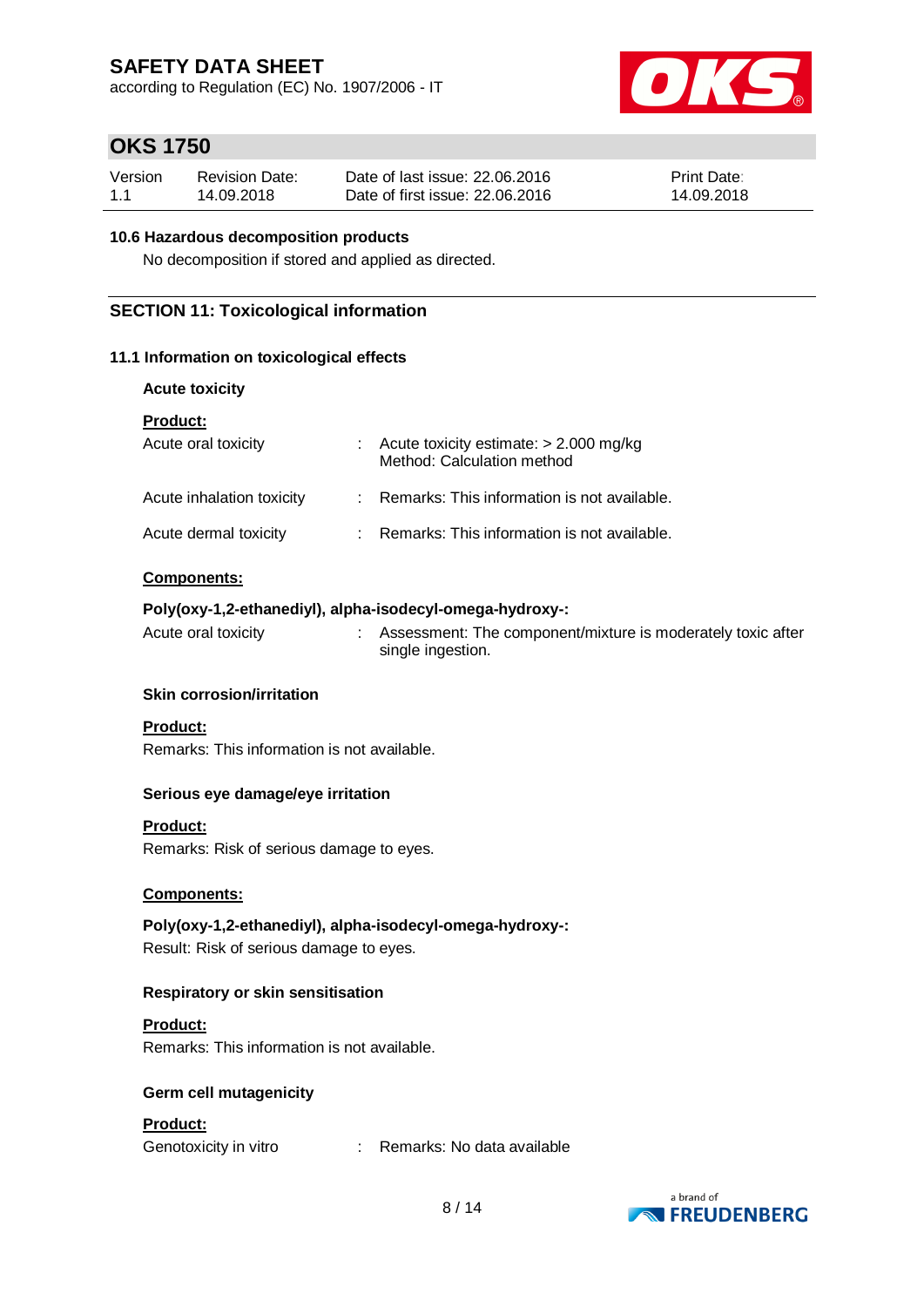### 10.6 Hazardous decomposition products

No decomposition if stored and applied as directed.

## SECTION 11: Toxicological information

### 11.1 Information on toxicological effects

**Acute toxicity**

**Product:**

| | |
|---|---|
| Acute oral toxicity | : Acute toxicity estimate: > 2.000 mg/kg<br>Method: Calculation method |
| Acute inhalation toxicity | : Remarks: This information is not available. |
| Acute dermal toxicity | : Remarks: This information is not available. |

**Components:**

**Poly(oxy-1,2-ethanediyl), alpha-isodecyl-omega-hydroxy-:**

| | |
|---|---|
| Acute oral toxicity | : Assessment: The component/mixture is moderately toxic after single ingestion. |

**Skin corrosion/irritation**

**Product:**

Remarks: This information is not available.

**Serious eye damage/eye irritation**

**Product:**

Remarks: Risk of serious damage to eyes.

**Components:**

**Poly(oxy-1,2-ethanediyl), alpha-isodecyl-omega-hydroxy-:**

Result: Risk of serious damage to eyes.

**Respiratory or skin sensitisation**

**Product:**

Remarks: This information is not available.

**Germ cell mutagenicity**

**Product:**

| | |
|---|---|
| Genotoxicity in vitro | : Remarks: No data available |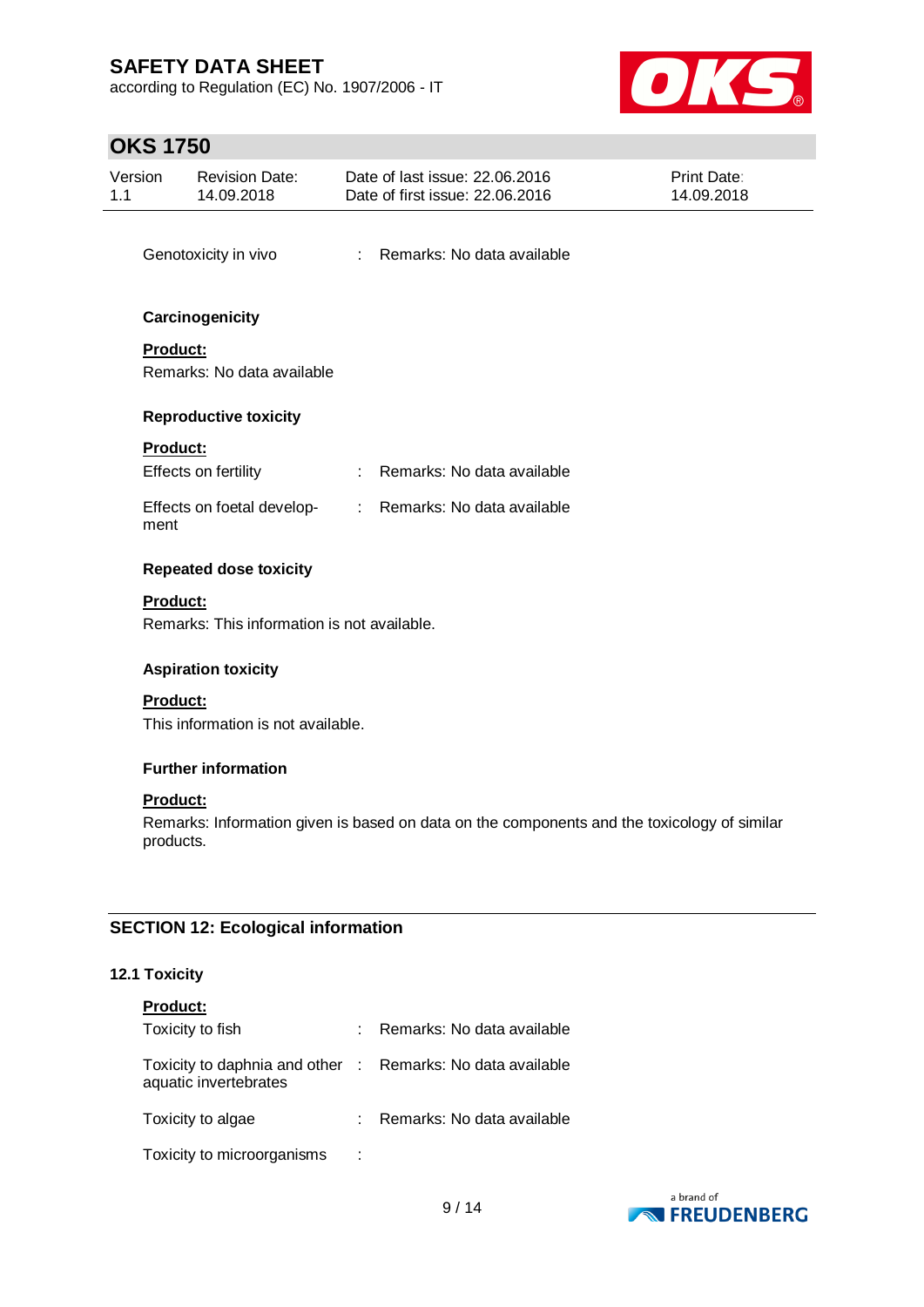Genotoxicity in vivo : Remarks: No data available

**Carcinogenicity**

**Product:**

Remarks: No data available

**Reproductive toxicity**

**Product:**

Effects on fertility : Remarks: No data available

Effects on foetal development : Remarks: No data available

**Repeated dose toxicity**

**Product:**

Remarks: This information is not available.

**Aspiration toxicity**

**Product:**

This information is not available.

**Further information**

**Product:**

Remarks: Information given is based on data on the components and the toxicology of similar products.

## SECTION 12: Ecological information

### 12.1 Toxicity

**Product:**

Toxicity to fish : Remarks: No data available

Toxicity to daphnia and other aquatic invertebrates : Remarks: No data available

Toxicity to algae : Remarks: No data available

Toxicity to microorganisms :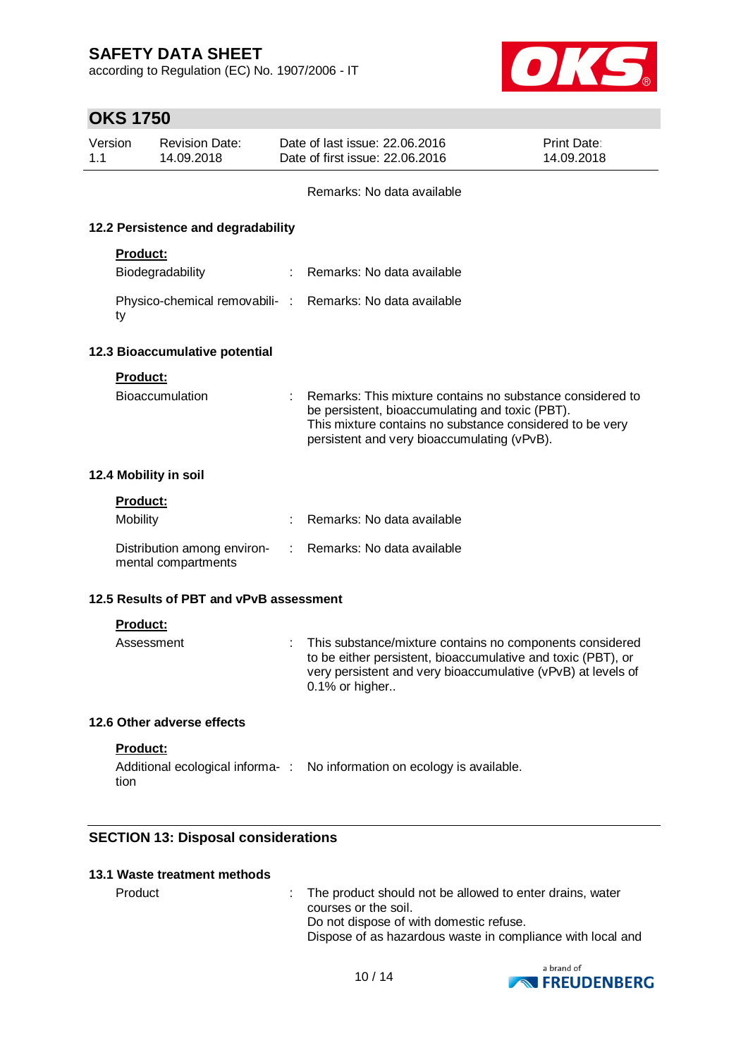Remarks: No data available

### 12.2 Persistence and degradability

**Product:**

| | | |
|---|---|---|
| Biodegradability | : | Remarks: No data available |
| Physico-chemical removability | : | Remarks: No data available |

### 12.3 Bioaccumulative potential

**Product:**

| | | |
|---|---|---|
| Bioaccumulation | : | Remarks: This mixture contains no substance considered to be persistent, bioaccumulating and toxic (PBT).<br>This mixture contains no substance considered to be very persistent and very bioaccumulating (vPvB). |

### 12.4 Mobility in soil

**Product:**

| | | |
|---|---|---|
| Mobility | : | Remarks: No data available |
| Distribution among environmental compartments | : | Remarks: No data available |

### 12.5 Results of PBT and vPvB assessment

**Product:**

| | | |
|---|---|---|
| Assessment | : | This substance/mixture contains no components considered to be either persistent, bioaccumulative and toxic (PBT), or very persistent and very bioaccumulative (vPvB) at levels of 0.1% or higher.. |

### 12.6 Other adverse effects

**Product:**

| | | |
|---|---|---|
| Additional ecological information | : | No information on ecology is available. |

## SECTION 13: Disposal considerations

### 13.1 Waste treatment methods

| | | |
|---|---|---|
| Product | : | The product should not be allowed to enter drains, water courses or the soil.<br>Do not dispose of with domestic refuse.<br>Dispose of as hazardous waste in compliance with local and |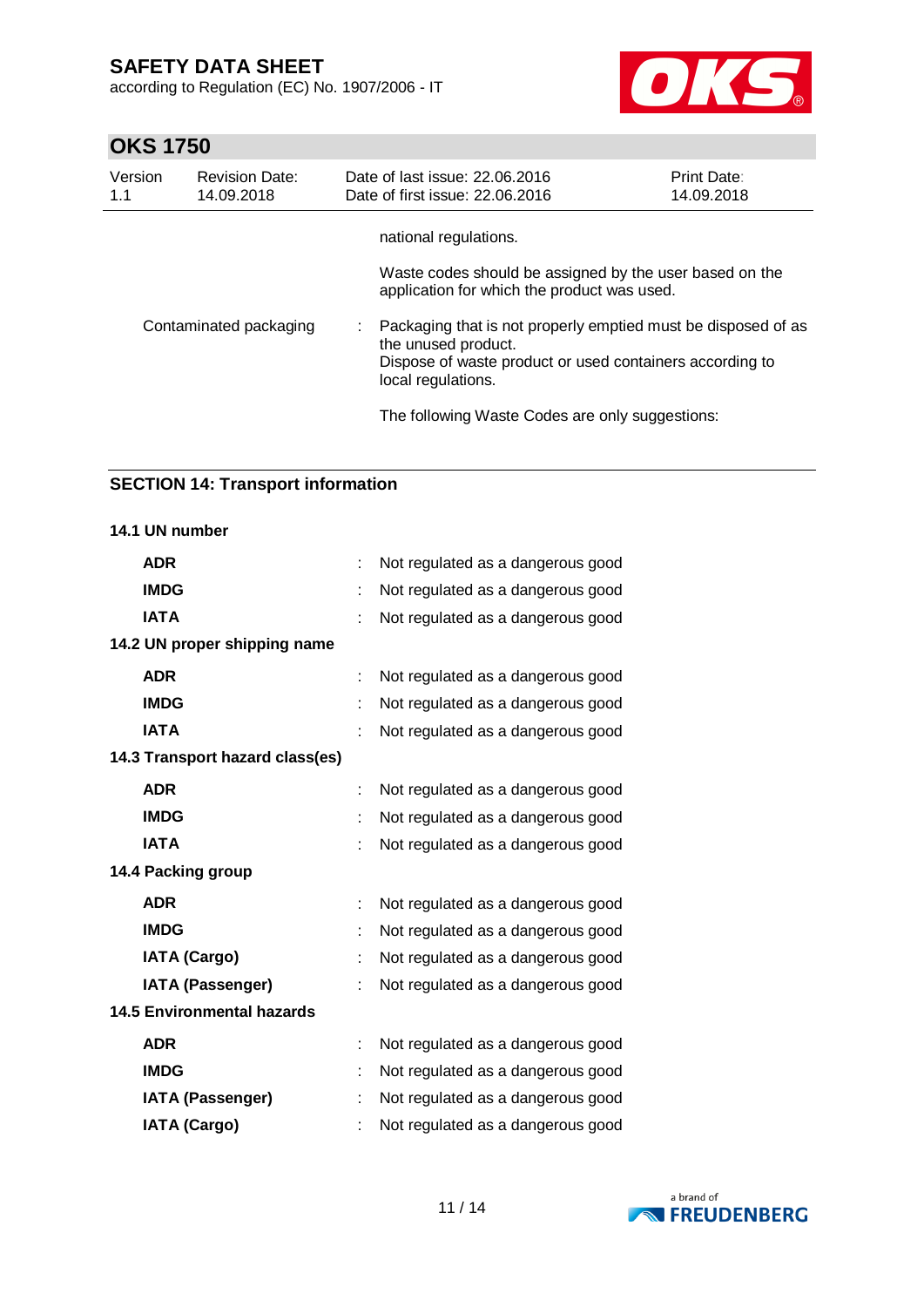national regulations.

Waste codes should be assigned by the user based on the application for which the product was used.

Contaminated packaging : Packaging that is not properly emptied must be disposed of as the unused product.
Dispose of waste product or used containers according to local regulations.

The following Waste Codes are only suggestions:

## SECTION 14: Transport information

**14.1 UN number**

| | | |
|---|---|---|
| **ADR** | : | Not regulated as a dangerous good |
| **IMDG** | : | Not regulated as a dangerous good |
| **IATA** | : | Not regulated as a dangerous good |

**14.2 UN proper shipping name**

| | | |
|---|---|---|
| **ADR** | : | Not regulated as a dangerous good |
| **IMDG** | : | Not regulated as a dangerous good |
| **IATA** | : | Not regulated as a dangerous good |

**14.3 Transport hazard class(es)**

| | | |
|---|---|---|
| **ADR** | : | Not regulated as a dangerous good |
| **IMDG** | : | Not regulated as a dangerous good |
| **IATA** | : | Not regulated as a dangerous good |

**14.4 Packing group**

| | | |
|---|---|---|
| **ADR** | : | Not regulated as a dangerous good |
| **IMDG** | : | Not regulated as a dangerous good |
| **IATA (Cargo)** | : | Not regulated as a dangerous good |
| **IATA (Passenger)** | : | Not regulated as a dangerous good |

**14.5 Environmental hazards**

| | | |
|---|---|---|
| **ADR** | : | Not regulated as a dangerous good |
| **IMDG** | : | Not regulated as a dangerous good |
| **IATA (Passenger)** | : | Not regulated as a dangerous good |
| **IATA (Cargo)** | : | Not regulated as a dangerous good |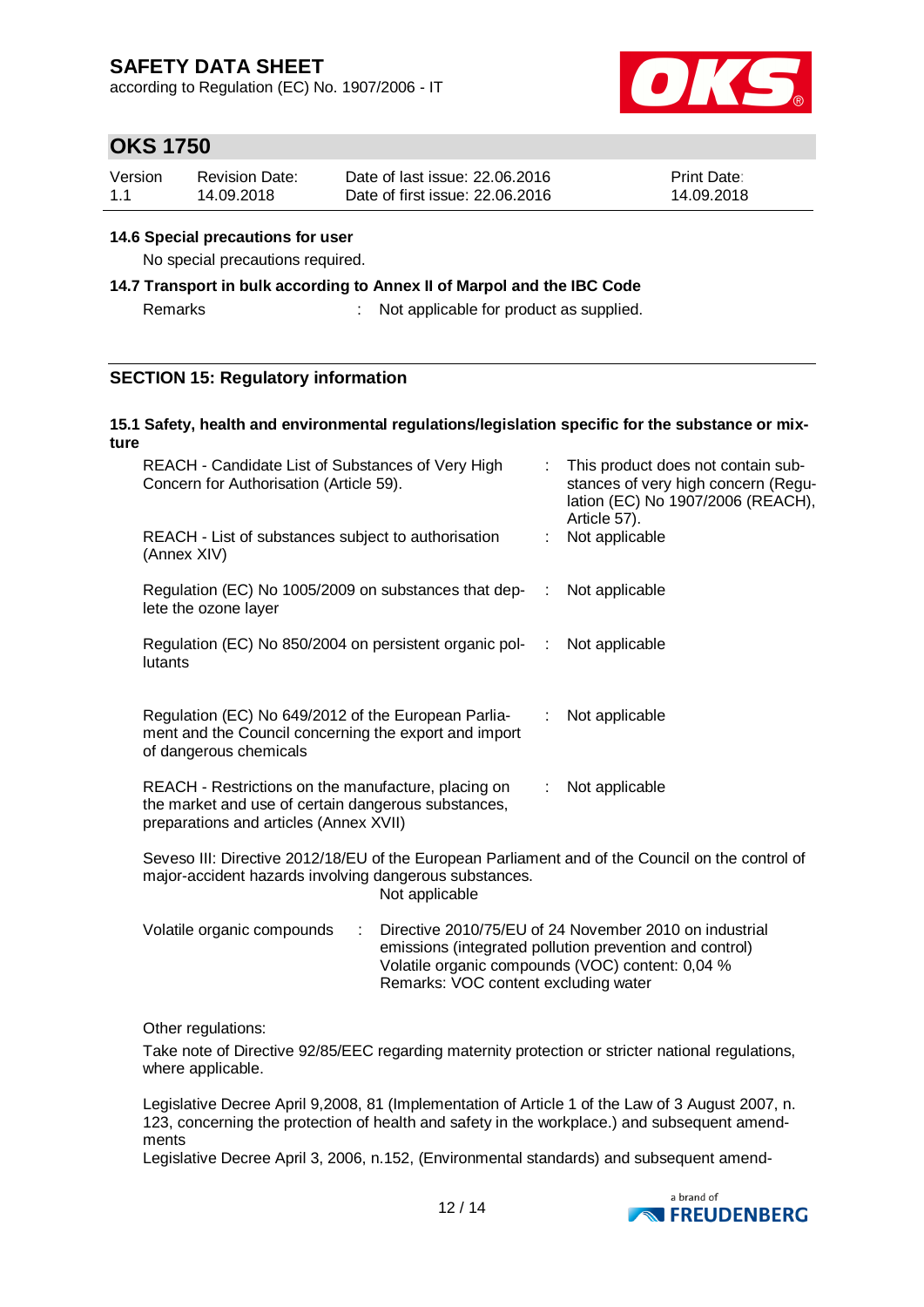### 14.6 Special precautions for user

No special precautions required.

### 14.7 Transport in bulk according to Annex II of Marpol and the IBC Code

Remarks : Not applicable for product as supplied.

## SECTION 15: Regulatory information

### 15.1 Safety, health and environmental regulations/legislation specific for the substance or mixture

| | |
|---|---|
| REACH - Candidate List of Substances of Very High Concern for Authorisation (Article 59). | : This product does not contain substances of very high concern (Regulation (EC) No 1907/2006 (REACH), Article 57). |
| REACH - List of substances subject to authorisation (Annex XIV) | : Not applicable |
| Regulation (EC) No 1005/2009 on substances that deplete the ozone layer | : Not applicable |
| Regulation (EC) No 850/2004 on persistent organic pollutants | : Not applicable |
| Regulation (EC) No 649/2012 of the European Parliament and the Council concerning the export and import of dangerous chemicals | : Not applicable |
| REACH - Restrictions on the manufacture, placing on the market and use of certain dangerous substances, preparations and articles (Annex XVII) | : Not applicable |

Seveso III: Directive 2012/18/EU of the European Parliament and of the Council on the control of major-accident hazards involving dangerous substances.
Not applicable

Volatile organic compounds : Directive 2010/75/EU of 24 November 2010 on industrial emissions (integrated pollution prevention and control)
Volatile organic compounds (VOC) content: 0,04 %
Remarks: VOC content excluding water

Other regulations:

Take note of Directive 92/85/EEC regarding maternity protection or stricter national regulations, where applicable.

Legislative Decree April 9,2008, 81 (Implementation of Article 1 of the Law of 3 August 2007, n. 123, concerning the protection of health and safety in the workplace.) and subsequent amendments
Legislative Decree April 3, 2006, n.152, (Environmental standards) and subsequent amend-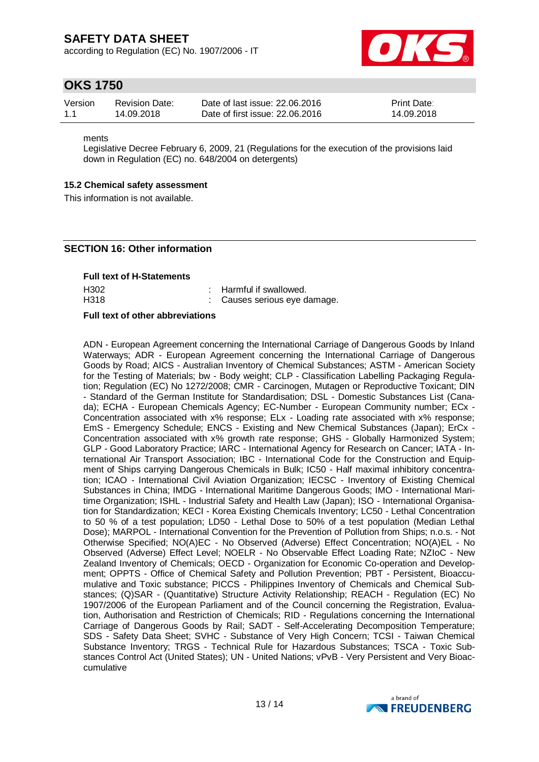ments
Legislative Decree February 6, 2009, 21 (Regulations for the execution of the provisions laid down in Regulation (EC) no. 648/2004 on detergents)

### 15.2 Chemical safety assessment

This information is not available.

## SECTION 16: Other information

**Full text of H-Statements**

| | | |
|---|---|---|
| H302 | : | Harmful if swallowed. |
| H318 | : | Causes serious eye damage. |

**Full text of other abbreviations**

ADN - European Agreement concerning the International Carriage of Dangerous Goods by Inland Waterways; ADR - European Agreement concerning the International Carriage of Dangerous Goods by Road; AICS - Australian Inventory of Chemical Substances; ASTM - American Society for the Testing of Materials; bw - Body weight; CLP - Classification Labelling Packaging Regulation; Regulation (EC) No 1272/2008; CMR - Carcinogen, Mutagen or Reproductive Toxicant; DIN - Standard of the German Institute for Standardisation; DSL - Domestic Substances List (Canada); ECHA - European Chemicals Agency; EC-Number - European Community number; ECx - Concentration associated with x% response; ELx - Loading rate associated with x% response; EmS - Emergency Schedule; ENCS - Existing and New Chemical Substances (Japan); ErCx - Concentration associated with x% growth rate response; GHS - Globally Harmonized System; GLP - Good Laboratory Practice; IARC - International Agency for Research on Cancer; IATA - International Air Transport Association; IBC - International Code for the Construction and Equipment of Ships carrying Dangerous Chemicals in Bulk; IC50 - Half maximal inhibitory concentration; ICAO - International Civil Aviation Organization; IECSC - Inventory of Existing Chemical Substances in China; IMDG - International Maritime Dangerous Goods; IMO - International Maritime Organization; ISHL - Industrial Safety and Health Law (Japan); ISO - International Organisation for Standardization; KECI - Korea Existing Chemicals Inventory; LC50 - Lethal Concentration to 50 % of a test population; LD50 - Lethal Dose to 50% of a test population (Median Lethal Dose); MARPOL - International Convention for the Prevention of Pollution from Ships; n.o.s. - Not Otherwise Specified; NO(A)EC - No Observed (Adverse) Effect Concentration; NO(A)EL - No Observed (Adverse) Effect Level; NOELR - No Observable Effect Loading Rate; NZIoC - New Zealand Inventory of Chemicals; OECD - Organization for Economic Co-operation and Development; OPPTS - Office of Chemical Safety and Pollution Prevention; PBT - Persistent, Bioaccumulative and Toxic substance; PICCS - Philippines Inventory of Chemicals and Chemical Substances; (Q)SAR - (Quantitative) Structure Activity Relationship; REACH - Regulation (EC) No 1907/2006 of the European Parliament and of the Council concerning the Registration, Evaluation, Authorisation and Restriction of Chemicals; RID - Regulations concerning the International Carriage of Dangerous Goods by Rail; SADT - Self-Accelerating Decomposition Temperature; SDS - Safety Data Sheet; SVHC - Substance of Very High Concern; TCSI - Taiwan Chemical Substance Inventory; TRGS - Technical Rule for Hazardous Substances; TSCA - Toxic Substances Control Act (United States); UN - United Nations; vPvB - Very Persistent and Very Bioaccumulative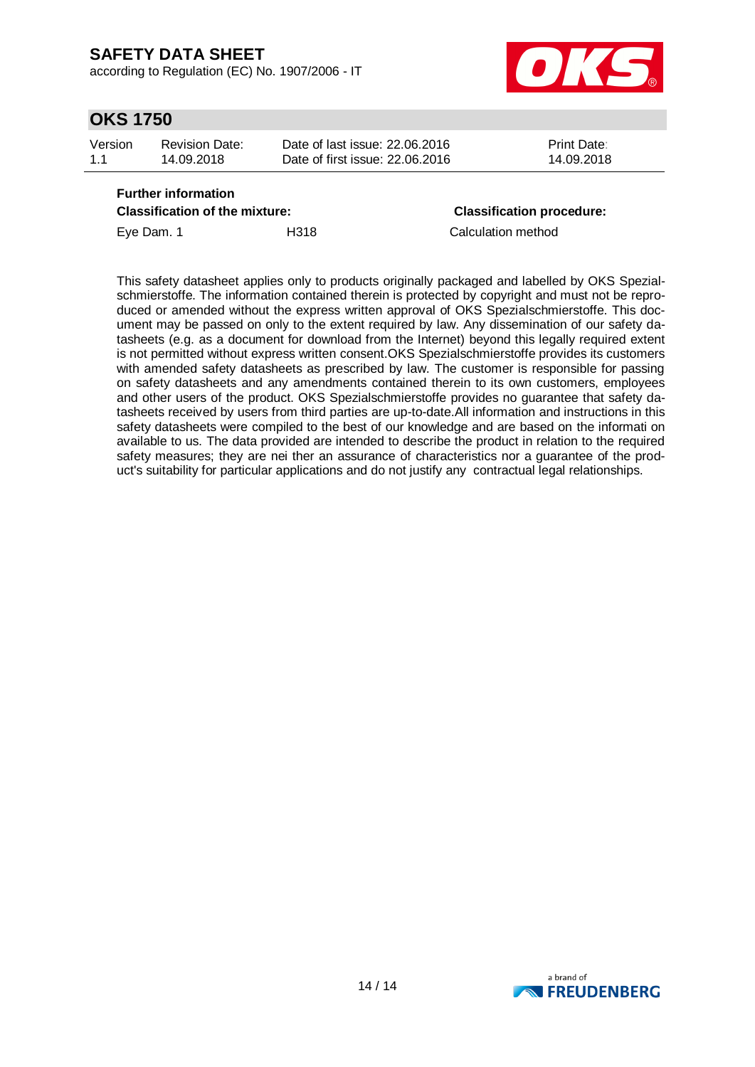**Further information**

| Classification of the mixture: | | Classification procedure: |
|---|---|---|
| Eye Dam. 1 | H318 | Calculation method |

This safety datasheet applies only to products originally packaged and labelled by OKS Spezialschmierstoffe. The information contained therein is protected by copyright and must not be reproduced or amended without the express written approval of OKS Spezialschmierstoffe. This document may be passed on only to the extent required by law. Any dissemination of our safety datasheets (e.g. as a document for download from the Internet) beyond this legally required extent is not permitted without express written consent.OKS Spezialschmierstoffe provides its customers with amended safety datasheets as prescribed by law. The customer is responsible for passing on safety datasheets and any amendments contained therein to its own customers, employees and other users of the product. OKS Spezialschmierstoffe provides no guarantee that safety datasheets received by users from third parties are up-to-date.All information and instructions in this safety datasheets were compiled to the best of our knowledge and are based on the informati on available to us. The data provided are intended to describe the product in relation to the required safety measures; they are nei ther an assurance of characteristics nor a guarantee of the product's suitability for particular applications and do not justify any contractual legal relationships.